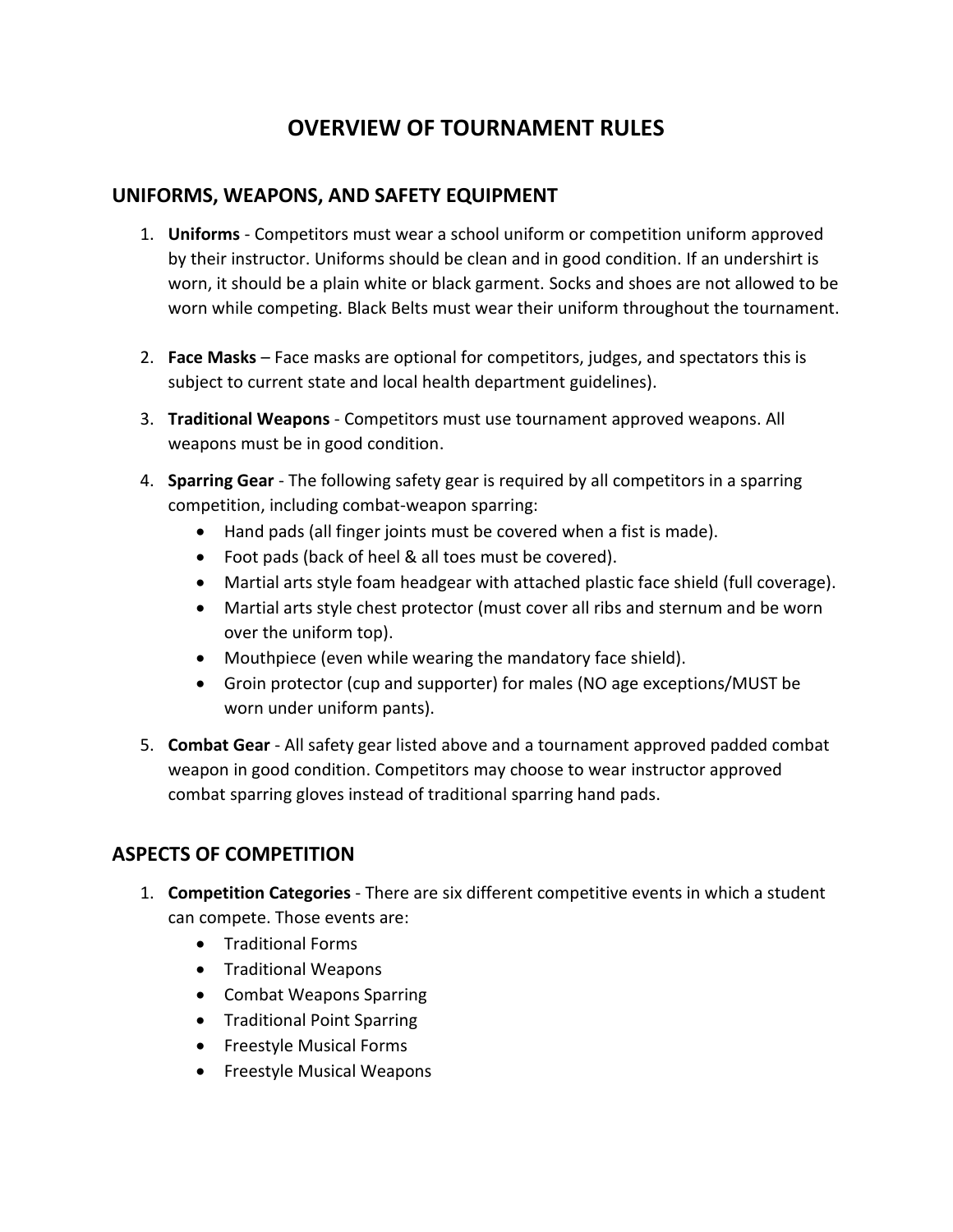# OVERVIEW OF TOURNAMENT RULES

## UNIFORMS, WEAPONS, AND SAFETY EQUIPMENT

1. **Uniforms** - Competitors must wear a school uniform or competition uniform approved by their instructor. Uniforms should be clean and in good condition. If an undershirt is worn, it should be a plain white or black garment. Socks and shoes are not allowed to be worn while competing. Black Belts must wear their uniform throughout the tournament.

2. **Face Masks** – Face masks are optional for competitors, judges, and spectators this is subject to current state and local health department guidelines).

3. **Traditional Weapons** - Competitors must use tournament approved weapons. All weapons must be in good condition.

4. **Sparring Gear** - The following safety gear is required by all competitors in a sparring competition, including combat-weapon sparring:
   - Hand pads (all finger joints must be covered when a fist is made).
   - Foot pads (back of heel & all toes must be covered).
   - Martial arts style foam headgear with attached plastic face shield (full coverage).
   - Martial arts style chest protector (must cover all ribs and sternum and be worn over the uniform top).
   - Mouthpiece (even while wearing the mandatory face shield).
   - Groin protector (cup and supporter) for males (NO age exceptions/MUST be worn under uniform pants).

5. **Combat Gear** - All safety gear listed above and a tournament approved padded combat weapon in good condition. Competitors may choose to wear instructor approved combat sparring gloves instead of traditional sparring hand pads.

## ASPECTS OF COMPETITION

1. **Competition Categories** - There are six different competitive events in which a student can compete. Those events are:
   - Traditional Forms
   - Traditional Weapons
   - Combat Weapons Sparring
   - Traditional Point Sparring
   - Freestyle Musical Forms
   - Freestyle Musical Weapons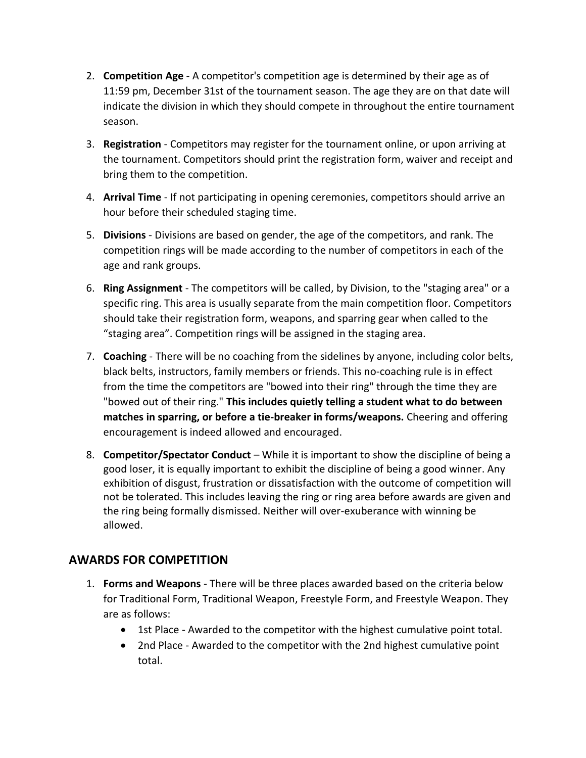2. **Competition Age** - A competitor's competition age is determined by their age as of 11:59 pm, December 31st of the tournament season. The age they are on that date will indicate the division in which they should compete in throughout the entire tournament season.

3. **Registration** - Competitors may register for the tournament online, or upon arriving at the tournament. Competitors should print the registration form, waiver and receipt and bring them to the competition.

4. **Arrival Time** - If not participating in opening ceremonies, competitors should arrive an hour before their scheduled staging time.

5. **Divisions** - Divisions are based on gender, the age of the competitors, and rank. The competition rings will be made according to the number of competitors in each of the age and rank groups.

6. **Ring Assignment** - The competitors will be called, by Division, to the "staging area" or a specific ring. This area is usually separate from the main competition floor. Competitors should take their registration form, weapons, and sparring gear when called to the "staging area". Competition rings will be assigned in the staging area.

7. **Coaching** - There will be no coaching from the sidelines by anyone, including color belts, black belts, instructors, family members or friends. This no-coaching rule is in effect from the time the competitors are "bowed into their ring" through the time they are "bowed out of their ring." **This includes quietly telling a student what to do between matches in sparring, or before a tie-breaker in forms/weapons.** Cheering and offering encouragement is indeed allowed and encouraged.

8. **Competitor/Spectator Conduct** – While it is important to show the discipline of being a good loser, it is equally important to exhibit the discipline of being a good winner. Any exhibition of disgust, frustration or dissatisfaction with the outcome of competition will not be tolerated. This includes leaving the ring or ring area before awards are given and the ring being formally dismissed. Neither will over-exuberance with winning be allowed.

## AWARDS FOR COMPETITION

1. **Forms and Weapons** - There will be three places awarded based on the criteria below for Traditional Form, Traditional Weapon, Freestyle Form, and Freestyle Weapon. They are as follows:
   - 1st Place - Awarded to the competitor with the highest cumulative point total.
   - 2nd Place - Awarded to the competitor with the 2nd highest cumulative point total.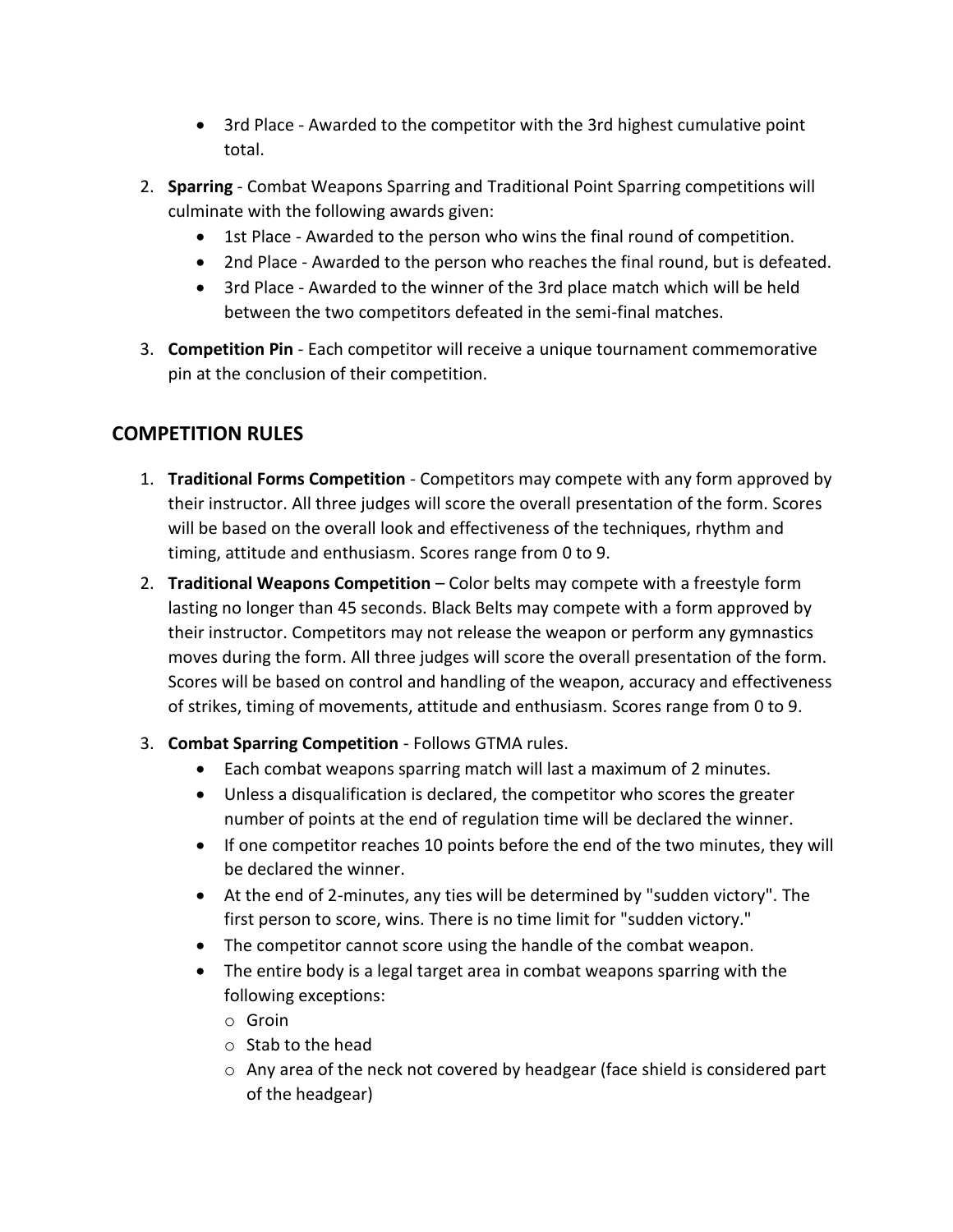- 3rd Place - Awarded to the competitor with the 3rd highest cumulative point total.

2. **Sparring** - Combat Weapons Sparring and Traditional Point Sparring competitions will culminate with the following awards given:
   - 1st Place - Awarded to the person who wins the final round of competition.
   - 2nd Place - Awarded to the person who reaches the final round, but is defeated.
   - 3rd Place - Awarded to the winner of the 3rd place match which will be held between the two competitors defeated in the semi-final matches.
3. **Competition Pin** - Each competitor will receive a unique tournament commemorative pin at the conclusion of their competition.

## COMPETITION RULES

1. **Traditional Forms Competition** - Competitors may compete with any form approved by their instructor. All three judges will score the overall presentation of the form. Scores will be based on the overall look and effectiveness of the techniques, rhythm and timing, attitude and enthusiasm. Scores range from 0 to 9.
2. **Traditional Weapons Competition** – Color belts may compete with a freestyle form lasting no longer than 45 seconds. Black Belts may compete with a form approved by their instructor. Competitors may not release the weapon or perform any gymnastics moves during the form. All three judges will score the overall presentation of the form. Scores will be based on control and handling of the weapon, accuracy and effectiveness of strikes, timing of movements, attitude and enthusiasm. Scores range from 0 to 9.
3. **Combat Sparring Competition** - Follows GTMA rules.
   - Each combat weapons sparring match will last a maximum of 2 minutes.
   - Unless a disqualification is declared, the competitor who scores the greater number of points at the end of regulation time will be declared the winner.
   - If one competitor reaches 10 points before the end of the two minutes, they will be declared the winner.
   - At the end of 2-minutes, any ties will be determined by "sudden victory". The first person to score, wins. There is no time limit for "sudden victory."
   - The competitor cannot score using the handle of the combat weapon.
   - The entire body is a legal target area in combat weapons sparring with the following exceptions:
     - Groin
     - Stab to the head
     - Any area of the neck not covered by headgear (face shield is considered part of the headgear)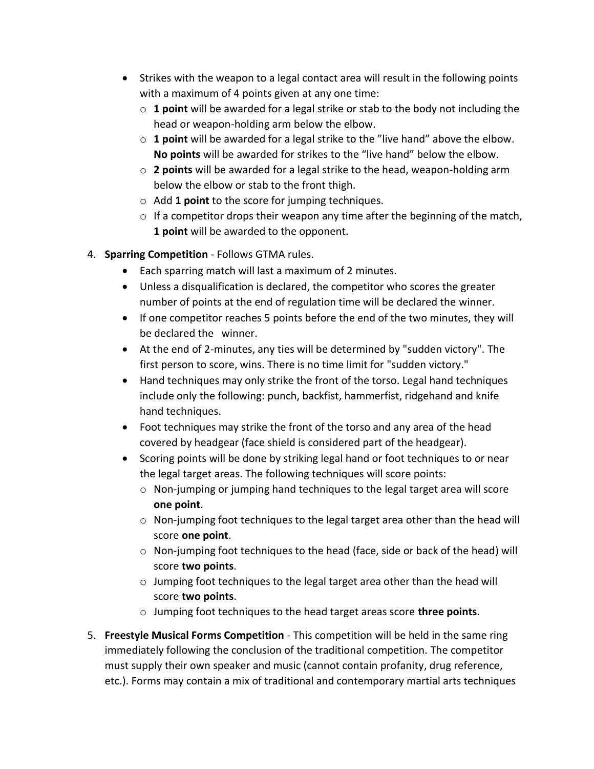- Strikes with the weapon to a legal contact area will result in the following points with a maximum of 4 points given at any one time:
  - **1 point** will be awarded for a legal strike or stab to the body not including the head or weapon-holding arm below the elbow.
  - **1 point** will be awarded for a legal strike to the ”live hand” above the elbow. **No points** will be awarded for strikes to the “live hand” below the elbow.
  - **2 points** will be awarded for a legal strike to the head, weapon-holding arm below the elbow or stab to the front thigh.
  - Add **1 point** to the score for jumping techniques.
  - If a competitor drops their weapon any time after the beginning of the match, **1 point** will be awarded to the opponent.

4. **Sparring Competition** - Follows GTMA rules.
   - Each sparring match will last a maximum of 2 minutes.
   - Unless a disqualification is declared, the competitor who scores the greater number of points at the end of regulation time will be declared the winner.
   - If one competitor reaches 5 points before the end of the two minutes, they will be declared the winner.
   - At the end of 2-minutes, any ties will be determined by "sudden victory". The first person to score, wins. There is no time limit for "sudden victory."
   - Hand techniques may only strike the front of the torso. Legal hand techniques include only the following: punch, backfist, hammerfist, ridgehand and knife hand techniques.
   - Foot techniques may strike the front of the torso and any area of the head covered by headgear (face shield is considered part of the headgear).
   - Scoring points will be done by striking legal hand or foot techniques to or near the legal target areas. The following techniques will score points:
     - Non-jumping or jumping hand techniques to the legal target area will score **one point**.
     - Non-jumping foot techniques to the legal target area other than the head will score **one point**.
     - Non-jumping foot techniques to the head (face, side or back of the head) will score **two points**.
     - Jumping foot techniques to the legal target area other than the head will score **two points**.
     - Jumping foot techniques to the head target areas score **three points**.

5. **Freestyle Musical Forms Competition** - This competition will be held in the same ring immediately following the conclusion of the traditional competition. The competitor must supply their own speaker and music (cannot contain profanity, drug reference, etc.). Forms may contain a mix of traditional and contemporary martial arts techniques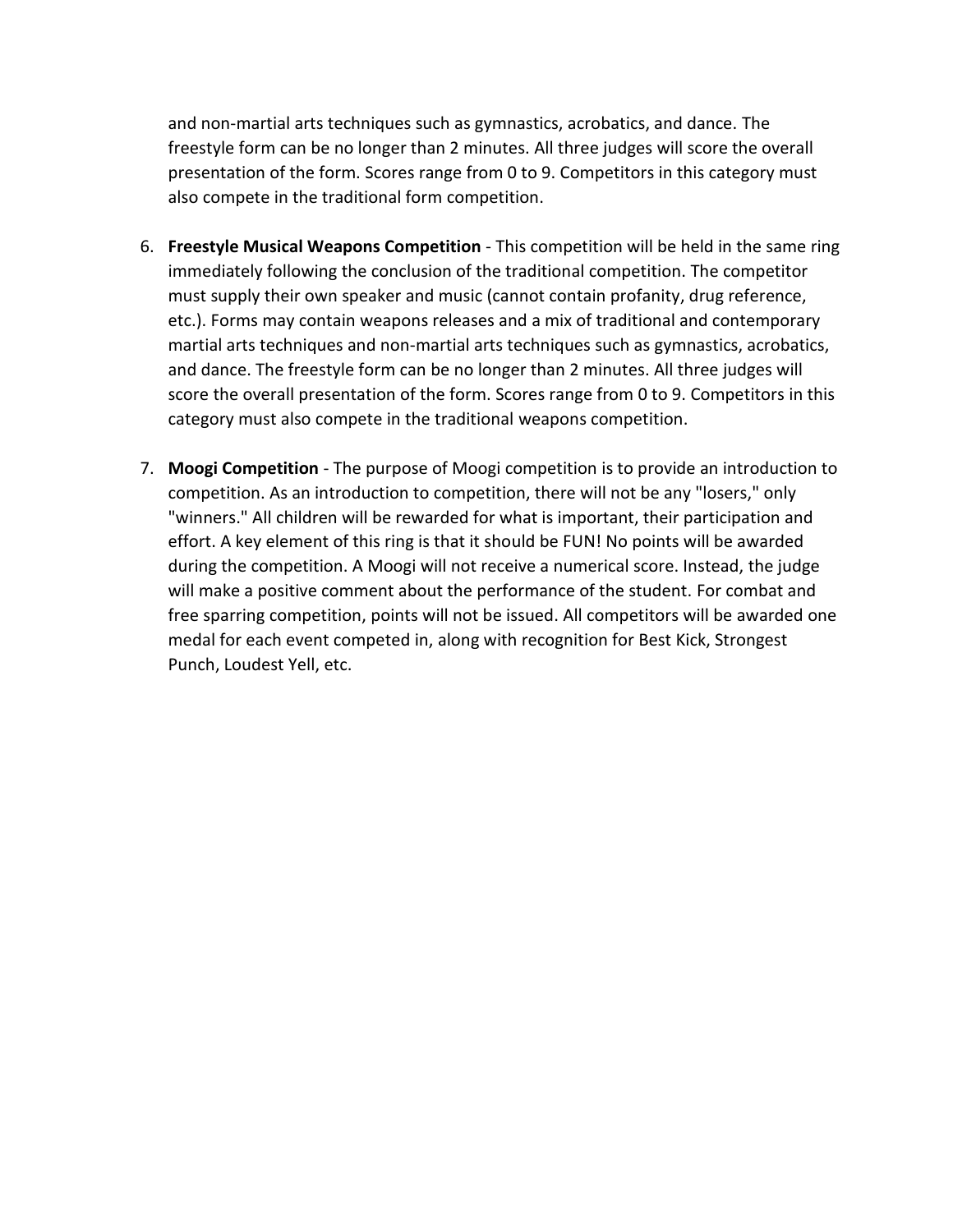and non-martial arts techniques such as gymnastics, acrobatics, and dance. The freestyle form can be no longer than 2 minutes. All three judges will score the overall presentation of the form. Scores range from 0 to 9. Competitors in this category must also compete in the traditional form competition.

6. **Freestyle Musical Weapons Competition** - This competition will be held in the same ring immediately following the conclusion of the traditional competition. The competitor must supply their own speaker and music (cannot contain profanity, drug reference, etc.). Forms may contain weapons releases and a mix of traditional and contemporary martial arts techniques and non-martial arts techniques such as gymnastics, acrobatics, and dance. The freestyle form can be no longer than 2 minutes. All three judges will score the overall presentation of the form. Scores range from 0 to 9. Competitors in this category must also compete in the traditional weapons competition.

7. **Moogi Competition** - The purpose of Moogi competition is to provide an introduction to competition. As an introduction to competition, there will not be any "losers," only "winners." All children will be rewarded for what is important, their participation and effort. A key element of this ring is that it should be FUN! No points will be awarded during the competition. A Moogi will not receive a numerical score. Instead, the judge will make a positive comment about the performance of the student. For combat and free sparring competition, points will not be issued. All competitors will be awarded one medal for each event competed in, along with recognition for Best Kick, Strongest Punch, Loudest Yell, etc.